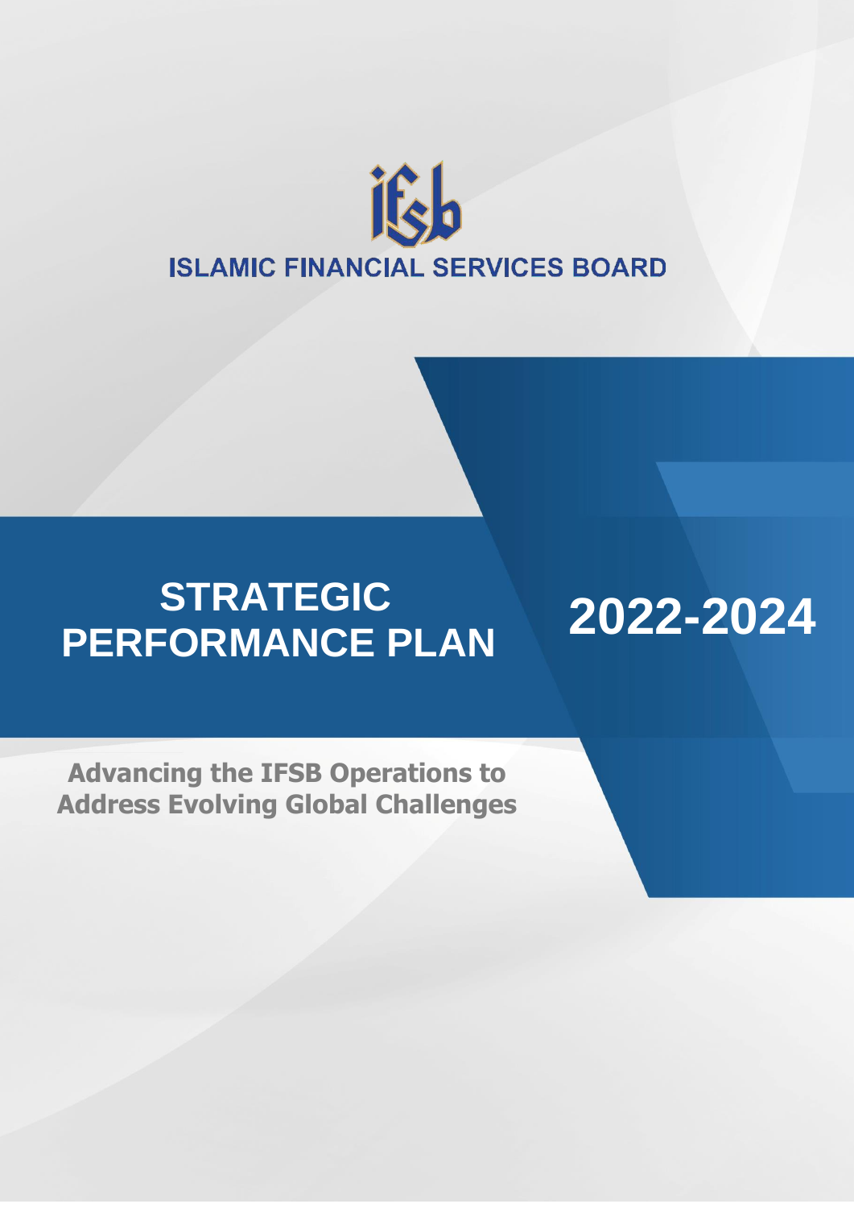ISLAMIC FINANCIAL SERVICES BOARD

# STRATEGIC PERFORMANCE PLAN 2022-2024

**Advancing the IFSB Operations to Address Evolving Global Challenges**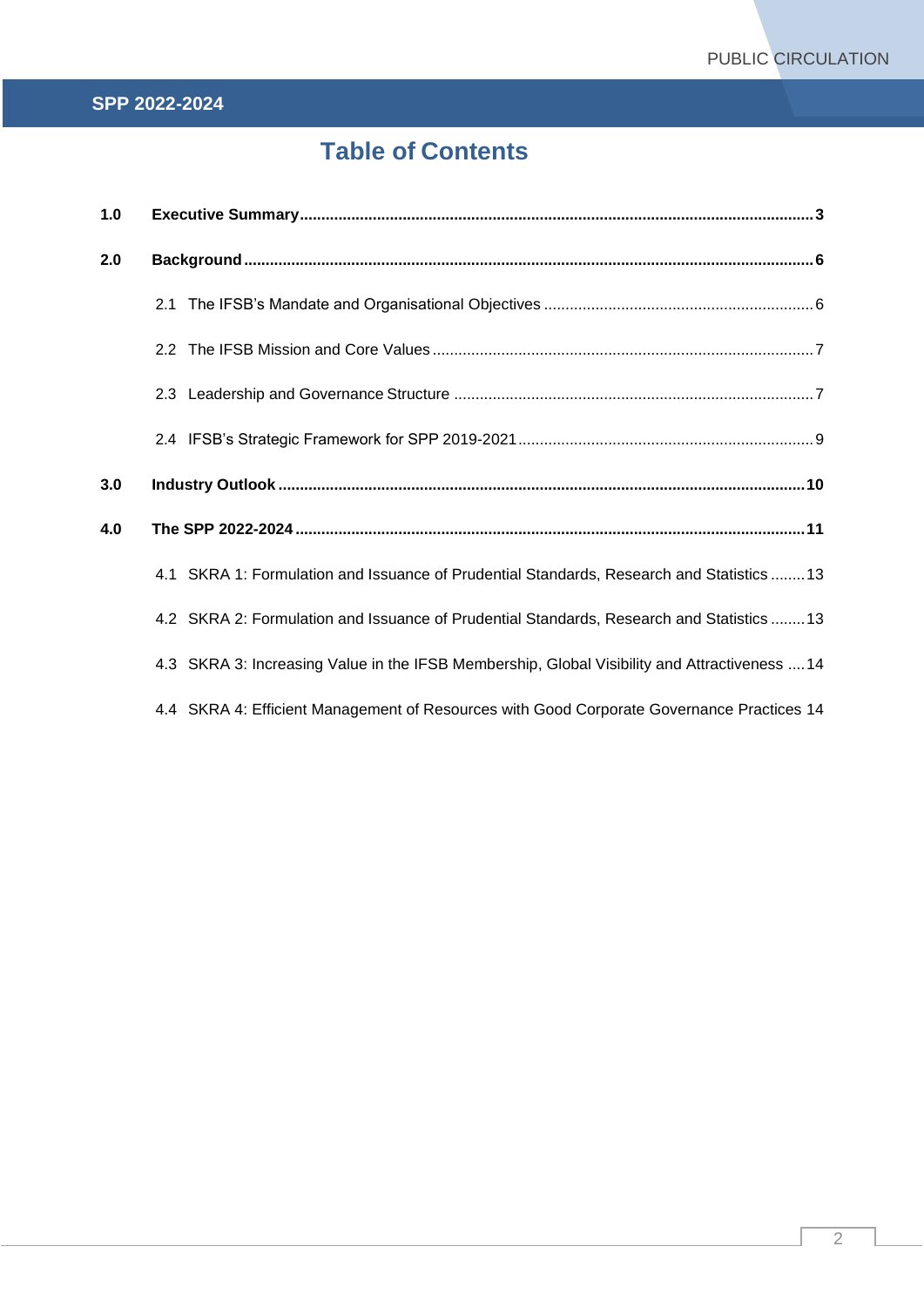# Table of Contents

**1.0 Executive Summary** ..... **3**

**2.0 Background** ..... **6**

- 2.1 The IFSB's Mandate and Organisational Objectives ..... 6
- 2.2 The IFSB Mission and Core Values ..... 7
- 2.3 Leadership and Governance Structure ..... 7
- 2.4 IFSB's Strategic Framework for SPP 2019-2021 ..... 9

**3.0 Industry Outlook** ..... **10**

**4.0 The SPP 2022-2024** ..... **11**

- 4.1 SKRA 1: Formulation and Issuance of Prudential Standards, Research and Statistics ..... 13
- 4.2 SKRA 2: Formulation and Issuance of Prudential Standards, Research and Statistics ..... 13
- 4.3 SKRA 3: Increasing Value in the IFSB Membership, Global Visibility and Attractiveness ..... 14
- 4.4 SKRA 4: Efficient Management of Resources with Good Corporate Governance Practices 14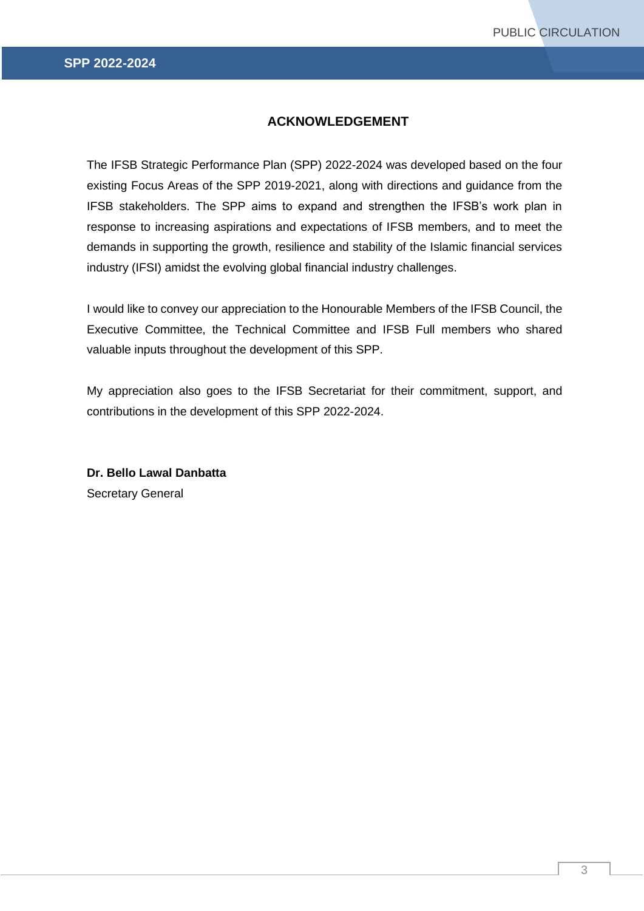# ACKNOWLEDGEMENT

The IFSB Strategic Performance Plan (SPP) 2022-2024 was developed based on the four existing Focus Areas of the SPP 2019-2021, along with directions and guidance from the IFSB stakeholders. The SPP aims to expand and strengthen the IFSB's work plan in response to increasing aspirations and expectations of IFSB members, and to meet the demands in supporting the growth, resilience and stability of the Islamic financial services industry (IFSI) amidst the evolving global financial industry challenges.

I would like to convey our appreciation to the Honourable Members of the IFSB Council, the Executive Committee, the Technical Committee and IFSB Full members who shared valuable inputs throughout the development of this SPP.

My appreciation also goes to the IFSB Secretariat for their commitment, support, and contributions in the development of this SPP 2022-2024.

**Dr. Bello Lawal Danbatta**
Secretary General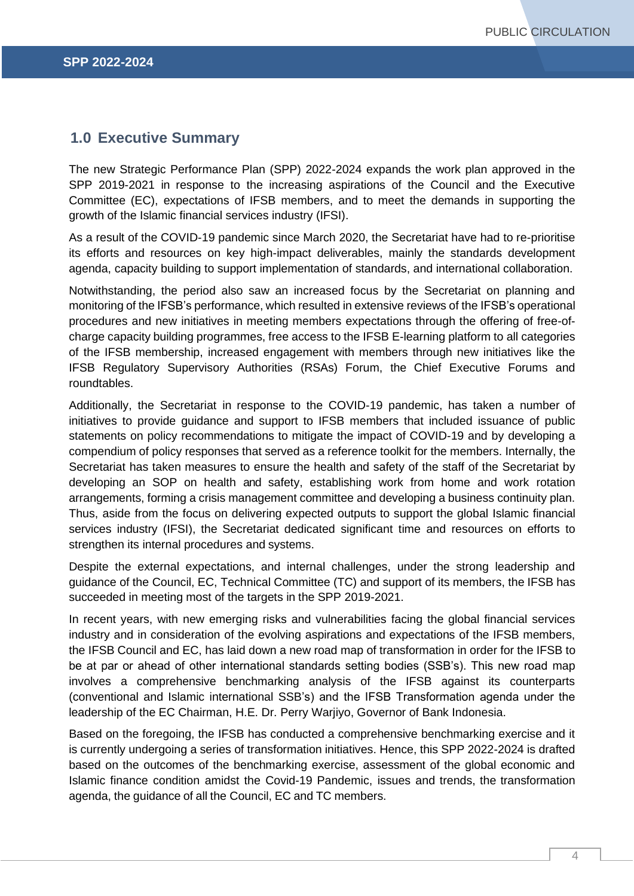## 1.0 Executive Summary

The new Strategic Performance Plan (SPP) 2022-2024 expands the work plan approved in the SPP 2019-2021 in response to the increasing aspirations of the Council and the Executive Committee (EC), expectations of IFSB members, and to meet the demands in supporting the growth of the Islamic financial services industry (IFSI).

As a result of the COVID-19 pandemic since March 2020, the Secretariat have had to re-prioritise its efforts and resources on key high-impact deliverables, mainly the standards development agenda, capacity building to support implementation of standards, and international collaboration.

Notwithstanding, the period also saw an increased focus by the Secretariat on planning and monitoring of the IFSB's performance, which resulted in extensive reviews of the IFSB's operational procedures and new initiatives in meeting members expectations through the offering of free-of-charge capacity building programmes, free access to the IFSB E-learning platform to all categories of the IFSB membership, increased engagement with members through new initiatives like the IFSB Regulatory Supervisory Authorities (RSAs) Forum, the Chief Executive Forums and roundtables.

Additionally, the Secretariat in response to the COVID-19 pandemic, has taken a number of initiatives to provide guidance and support to IFSB members that included issuance of public statements on policy recommendations to mitigate the impact of COVID-19 and by developing a compendium of policy responses that served as a reference toolkit for the members. Internally, the Secretariat has taken measures to ensure the health and safety of the staff of the Secretariat by developing an SOP on health and safety, establishing work from home and work rotation arrangements, forming a crisis management committee and developing a business continuity plan. Thus, aside from the focus on delivering expected outputs to support the global Islamic financial services industry (IFSI), the Secretariat dedicated significant time and resources on efforts to strengthen its internal procedures and systems.

Despite the external expectations, and internal challenges, under the strong leadership and guidance of the Council, EC, Technical Committee (TC) and support of its members, the IFSB has succeeded in meeting most of the targets in the SPP 2019-2021.

In recent years, with new emerging risks and vulnerabilities facing the global financial services industry and in consideration of the evolving aspirations and expectations of the IFSB members, the IFSB Council and EC, has laid down a new road map of transformation in order for the IFSB to be at par or ahead of other international standards setting bodies (SSB's). This new road map involves a comprehensive benchmarking analysis of the IFSB against its counterparts (conventional and Islamic international SSB's) and the IFSB Transformation agenda under the leadership of the EC Chairman, H.E. Dr. Perry Warjiyo, Governor of Bank Indonesia.

Based on the foregoing, the IFSB has conducted a comprehensive benchmarking exercise and it is currently undergoing a series of transformation initiatives. Hence, this SPP 2022-2024 is drafted based on the outcomes of the benchmarking exercise, assessment of the global economic and Islamic finance condition amidst the Covid-19 Pandemic, issues and trends, the transformation agenda, the guidance of all the Council, EC and TC members.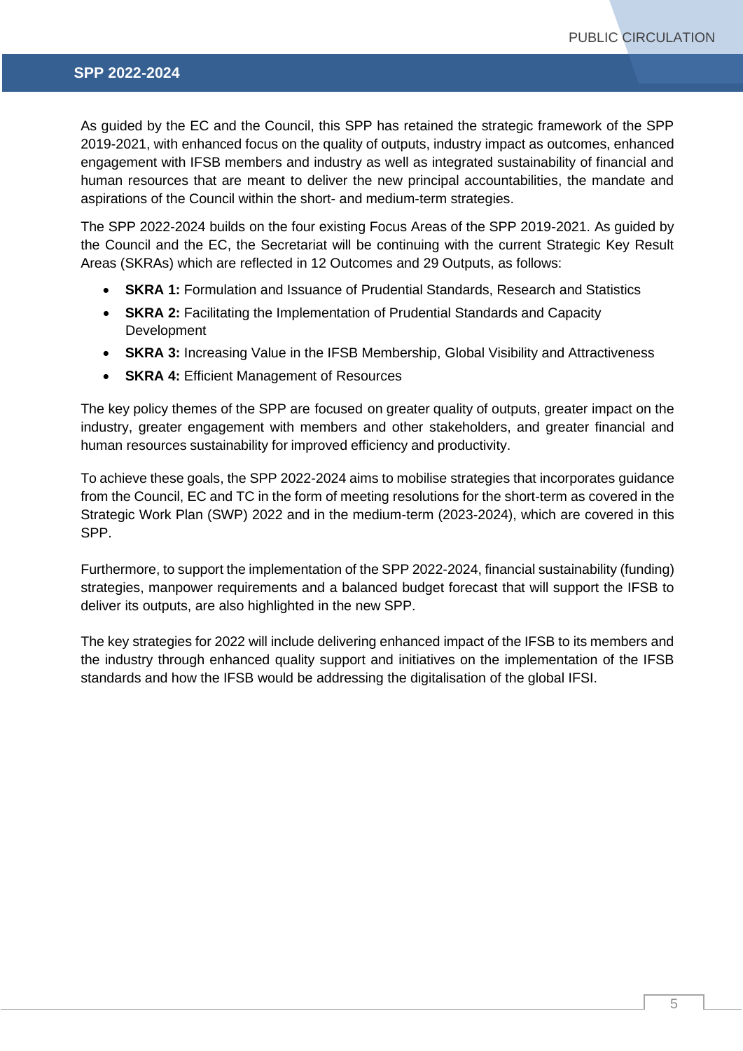As guided by the EC and the Council, this SPP has retained the strategic framework of the SPP 2019-2021, with enhanced focus on the quality of outputs, industry impact as outcomes, enhanced engagement with IFSB members and industry as well as integrated sustainability of financial and human resources that are meant to deliver the new principal accountabilities, the mandate and aspirations of the Council within the short- and medium-term strategies.

The SPP 2022-2024 builds on the four existing Focus Areas of the SPP 2019-2021. As guided by the Council and the EC, the Secretariat will be continuing with the current Strategic Key Result Areas (SKRAs) which are reflected in 12 Outcomes and 29 Outputs, as follows:

- **SKRA 1:** Formulation and Issuance of Prudential Standards, Research and Statistics
- **SKRA 2:** Facilitating the Implementation of Prudential Standards and Capacity Development
- **SKRA 3:** Increasing Value in the IFSB Membership, Global Visibility and Attractiveness
- **SKRA 4:** Efficient Management of Resources

The key policy themes of the SPP are focused on greater quality of outputs, greater impact on the industry, greater engagement with members and other stakeholders, and greater financial and human resources sustainability for improved efficiency and productivity.

To achieve these goals, the SPP 2022-2024 aims to mobilise strategies that incorporates guidance from the Council, EC and TC in the form of meeting resolutions for the short-term as covered in the Strategic Work Plan (SWP) 2022 and in the medium-term (2023-2024), which are covered in this SPP.

Furthermore, to support the implementation of the SPP 2022-2024, financial sustainability (funding) strategies, manpower requirements and a balanced budget forecast that will support the IFSB to deliver its outputs, are also highlighted in the new SPP.

The key strategies for 2022 will include delivering enhanced impact of the IFSB to its members and the industry through enhanced quality support and initiatives on the implementation of the IFSB standards and how the IFSB would be addressing the digitalisation of the global IFSI.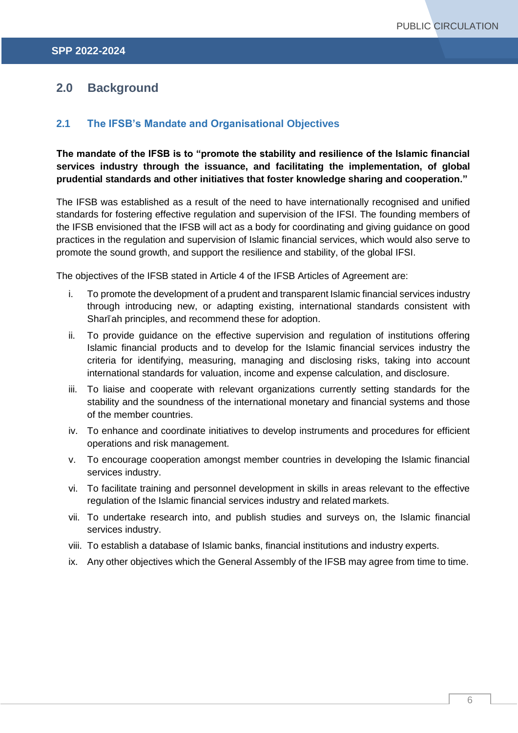## 2.0 Background

### 2.1 The IFSB's Mandate and Organisational Objectives

**The mandate of the IFSB is to "promote the stability and resilience of the Islamic financial services industry through the issuance, and facilitating the implementation, of global prudential standards and other initiatives that foster knowledge sharing and cooperation."**

The IFSB was established as a result of the need to have internationally recognised and unified standards for fostering effective regulation and supervision of the IFSI. The founding members of the IFSB envisioned that the IFSB will act as a body for coordinating and giving guidance on good practices in the regulation and supervision of Islamic financial services, which would also serve to promote the sound growth, and support the resilience and stability, of the global IFSI.

The objectives of the IFSB stated in Article 4 of the IFSB Articles of Agreement are:

i. To promote the development of a prudent and transparent Islamic financial services industry through introducing new, or adapting existing, international standards consistent with Sharīah principles, and recommend these for adoption.

ii. To provide guidance on the effective supervision and regulation of institutions offering Islamic financial products and to develop for the Islamic financial services industry the criteria for identifying, measuring, managing and disclosing risks, taking into account international standards for valuation, income and expense calculation, and disclosure.

iii. To liaise and cooperate with relevant organizations currently setting standards for the stability and the soundness of the international monetary and financial systems and those of the member countries.

iv. To enhance and coordinate initiatives to develop instruments and procedures for efficient operations and risk management.

v. To encourage cooperation amongst member countries in developing the Islamic financial services industry.

vi. To facilitate training and personnel development in skills in areas relevant to the effective regulation of the Islamic financial services industry and related markets.

vii. To undertake research into, and publish studies and surveys on, the Islamic financial services industry.

viii. To establish a database of Islamic banks, financial institutions and industry experts.

ix. Any other objectives which the General Assembly of the IFSB may agree from time to time.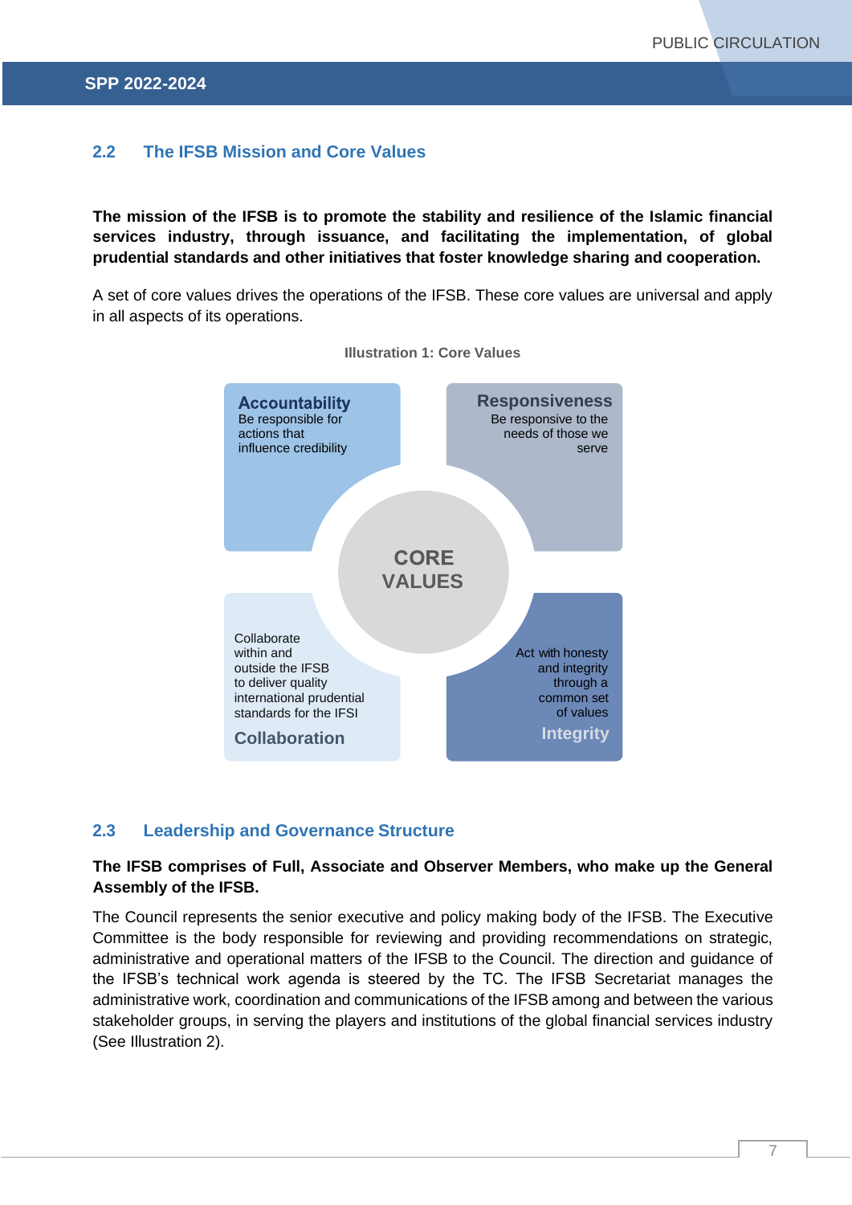## 2.2 The IFSB Mission and Core Values

**The mission of the IFSB is to promote the stability and resilience of the Islamic financial services industry, through issuance, and facilitating the implementation, of global prudential standards and other initiatives that foster knowledge sharing and cooperation.**

A set of core values drives the operations of the IFSB. These core values are universal and apply in all aspects of its operations.

**Illustration 1: Core Values**

CORE VALUES

**Accountability**
Be responsible for actions that influence credibility

**Responsiveness**
Be responsive to the needs of those we serve

**Collaboration**
Collaborate within and outside the IFSB to deliver quality international prudential standards for the IFSI

**Integrity**
Act with honesty and integrity through a common set of values

## 2.3 Leadership and Governance Structure

**The IFSB comprises of Full, Associate and Observer Members, who make up the General Assembly of the IFSB.**

The Council represents the senior executive and policy making body of the IFSB. The Executive Committee is the body responsible for reviewing and providing recommendations on strategic, administrative and operational matters of the IFSB to the Council. The direction and guidance of the IFSB's technical work agenda is steered by the TC. The IFSB Secretariat manages the administrative work, coordination and communications of the IFSB among and between the various stakeholder groups, in serving the players and institutions of the global financial services industry (See Illustration 2).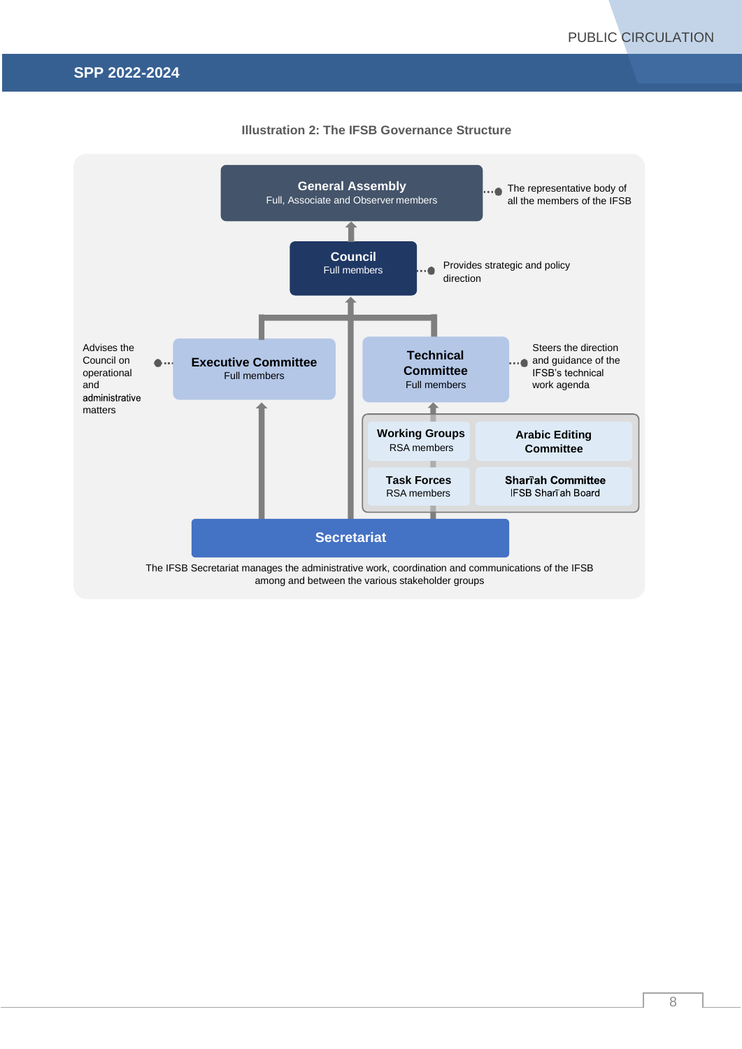**Illustration 2: The IFSB Governance Structure**

**General Assembly**
Full, Associate and Observer members

The representative body of all the members of the IFSB

**Council**
Full members

Provides strategic and policy direction

**Executive Committee**
Full members

Advises the Council on operational and administrative matters

**Technical Committee**
Full members

Steers the direction and guidance of the IFSB's technical work agenda

**Working Groups**
RSA members

**Arabic Editing Committee**

**Task Forces**
RSA members

**Sharīʿah Committee**
IFSB Sharīʿah Board

**Secretariat**

The IFSB Secretariat manages the administrative work, coordination and communications of the IFSB among and between the various stakeholder groups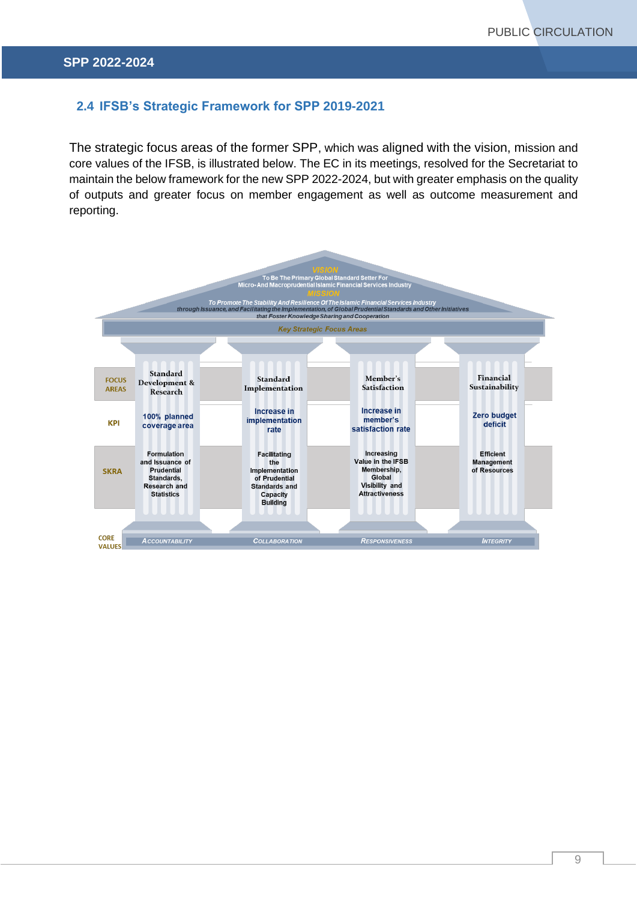## 2.4 IFSB's Strategic Framework for SPP 2019-2021

The strategic focus areas of the former SPP, which was aligned with the vision, mission and core values of the IFSB, is illustrated below. The EC in its meetings, resolved for the Secretariat to maintain the below framework for the new SPP 2022-2024, but with greater emphasis on the quality of outputs and greater focus on member engagement as well as outcome measurement and reporting.

**VISION**

To Be The Primary Global Standard Setter For Micro- And Macroprudential Islamic Financial Services Industry

**MISSION**

To Promote The Stability And Resilience Of The Islamic Financial Services Industry through Issuance, and Facilitating the Implementation, of Global Prudential Standards and Other Initiatives that Foster Knowledge Sharing and Cooperation

**Key Strategic Focus Areas**

| | | | | |
|---|---|---|---|---|
| **FOCUS AREAS** | Standard Development & Research | Standard Implementation | Member's Satisfaction | Financial Sustainability |
| **KPI** | 100% planned coverage area | Increase in implementation rate | Increase in member's satisfaction rate | Zero budget deficit |
| **SKRA** | Formulation and Issuance of Prudential Standards, Research and Statistics | Facilitating the Implementation of Prudential Standards and Capacity Building | Increasing Value in the IFSB Membership, Global Visibility and Attractiveness | Efficient Management of Resources |
| **CORE VALUES** | ACCOUNTABILITY | COLLABORATION | RESPONSIVENESS | INTEGRITY |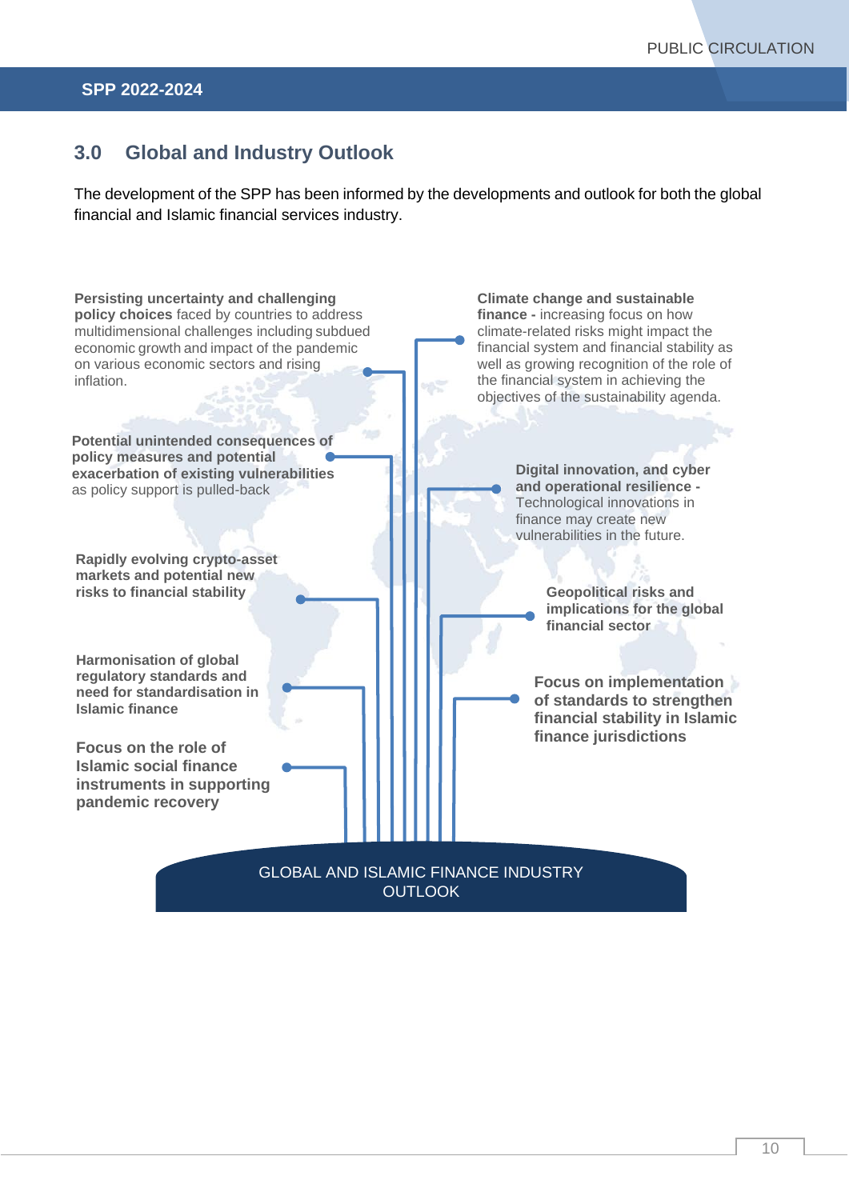## 3.0 Global and Industry Outlook

The development of the SPP has been informed by the developments and outlook for both the global financial and Islamic financial services industry.

**Persisting uncertainty and challenging policy choices** faced by countries to address multidimensional challenges including subdued economic growth and impact of the pandemic on various economic sectors and rising inflation.

**Potential unintended consequences of policy measures and potential exacerbation of existing vulnerabilities** as policy support is pulled-back

**Rapidly evolving crypto-asset markets and potential new risks to financial stability**

**Harmonisation of global regulatory standards and need for standardisation in Islamic finance**

**Focus on the role of Islamic social finance instruments in supporting pandemic recovery**

**Climate change and sustainable finance -** increasing focus on how climate-related risks might impact the financial system and financial stability as well as growing recognition of the role of the financial system in achieving the objectives of the sustainability agenda.

**Digital innovation, and cyber and operational resilience -** Technological innovations in finance may create new vulnerabilities in the future.

**Geopolitical risks and implications for the global financial sector**

**Focus on implementation of standards to strengthen financial stability in Islamic finance jurisdictions**

GLOBAL AND ISLAMIC FINANCE INDUSTRY OUTLOOK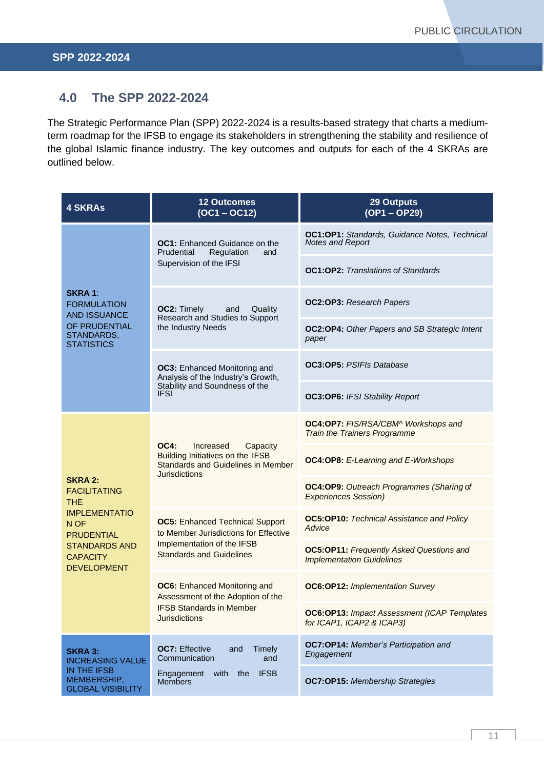## 4.0 The SPP 2022-2024

The Strategic Performance Plan (SPP) 2022-2024 is a results-based strategy that charts a medium-term roadmap for the IFSB to engage its stakeholders in strengthening the stability and resilience of the global Islamic finance industry. The key outcomes and outputs for each of the 4 SKRAs are outlined below.

| 4 SKRAs | 12 Outcomes (OC1 – OC12) | 29 Outputs (OP1 – OP29) |
|---|---|---|
| **SKRA 1**: FORMULATION AND ISSUANCE OF PRUDENTIAL STANDARDS, STATISTICS | **OC1:** Enhanced Guidance on the Prudential Regulation and Supervision of the IFSI | **OC1:OP1:** *Standards, Guidance Notes, Technical Notes and Report* |
| | | **OC1:OP2:** *Translations of Standards* |
| | **OC2:** Timely and Quality Research and Studies to Support the Industry Needs | **OC2:OP3:** *Research Papers* |
| | | **OC2:OP4:** *Other Papers and SB Strategic Intent paper* |
| | **OC3:** Enhanced Monitoring and Analysis of the Industry's Growth, Stability and Soundness of the IFSI | **OC3:OP5:** *PSIFIs Database* |
| | | **OC3:OP6:** *IFSI Stability Report* |
| **SKRA 2:** FACILITATING THE IMPLEMENTATION OF PRUDENTIAL STANDARDS AND CAPACITY DEVELOPMENT | **OC4:** Increased Capacity Building Initiatives on the IFSB Standards and Guidelines in Member Jurisdictions | **OC4:OP7:** *FIS/RSA/CBM^ Workshops and Train the Trainers Programme* |
| | | **OC4:OP8:** *E-Learning and E-Workshops* |
| | | **OC4:OP9:** *Outreach Programmes (Sharing of Experiences Session)* |
| | **OC5:** Enhanced Technical Support to Member Jurisdictions for Effective Implementation of the IFSB Standards and Guidelines | **OC5:OP10:** *Technical Assistance and Policy Advice* |
| | | **OC5:OP11:** *Frequently Asked Questions and Implementation Guidelines* |
| | **OC6:** Enhanced Monitoring and Assessment of the Adoption of the IFSB Standards in Member Jurisdictions | **OC6:OP12:** *Implementation Survey* |
| | | **OC6:OP13:** *Impact Assessment (ICAP Templates for ICAP1, ICAP2 & ICAP3)* |
| **SKRA 3:** INCREASING VALUE IN THE IFSB MEMBERSHIP, GLOBAL VISIBILITY | **OC7:** Effective and Timely Communication and Engagement with the IFSB Members | **OC7:OP14:** *Member's Participation and Engagement* |
| | | **OC7:OP15:** *Membership Strategies* |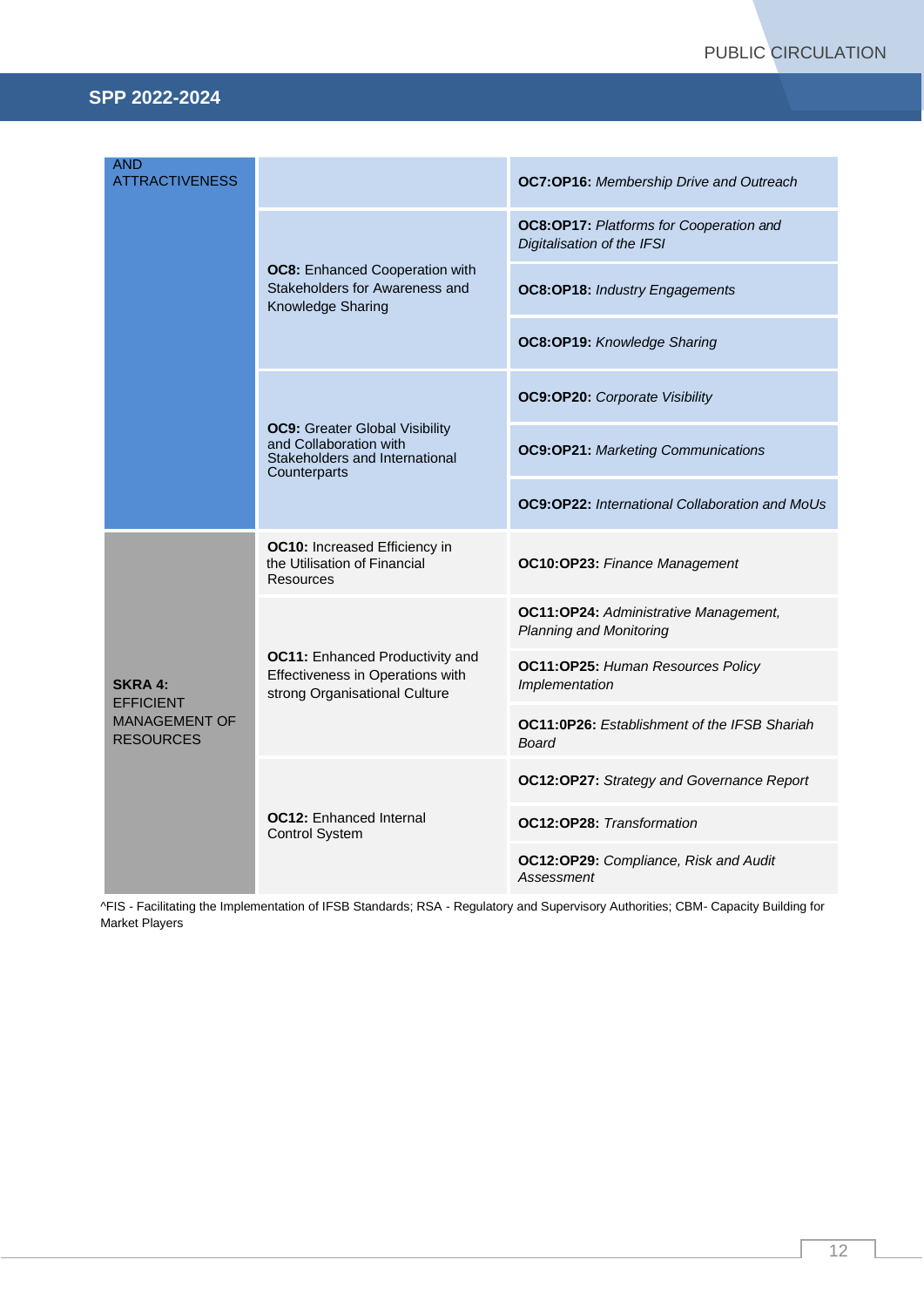| | | |
|---|---|---|
| AND ATTRACTIVENESS | | **OC7:OP16:** *Membership Drive and Outreach* |
| | **OC8:** Enhanced Cooperation with Stakeholders for Awareness and Knowledge Sharing | **OC8:OP17:** *Platforms for Cooperation and Digitalisation of the IFSI* |
| | | **OC8:OP18:** *Industry Engagements* |
| | | **OC8:OP19:** *Knowledge Sharing* |
| | **OC9:** Greater Global Visibility and Collaboration with Stakeholders and International Counterparts | **OC9:OP20:** *Corporate Visibility* |
| | | **OC9:OP21:** *Marketing Communications* |
| | | **OC9:OP22:** *International Collaboration and MoUs* |
| **SKRA 4:** EFFICIENT MANAGEMENT OF RESOURCES | **OC10:** Increased Efficiency in the Utilisation of Financial Resources | **OC10:OP23:** *Finance Management* |
| | **OC11:** Enhanced Productivity and Effectiveness in Operations with strong Organisational Culture | **OC11:OP24:** *Administrative Management, Planning and Monitoring* |
| | | **OC11:OP25:** *Human Resources Policy Implementation* |
| | | **OC11:0P26:** *Establishment of the IFSB Shariah Board* |
| | **OC12:** Enhanced Internal Control System | **OC12:OP27:** *Strategy and Governance Report* |
| | | **OC12:OP28:** *Transformation* |
| | | **OC12:OP29:** *Compliance, Risk and Audit Assessment* |

^FIS - Facilitating the Implementation of IFSB Standards; RSA - Regulatory and Supervisory Authorities; CBM- Capacity Building for Market Players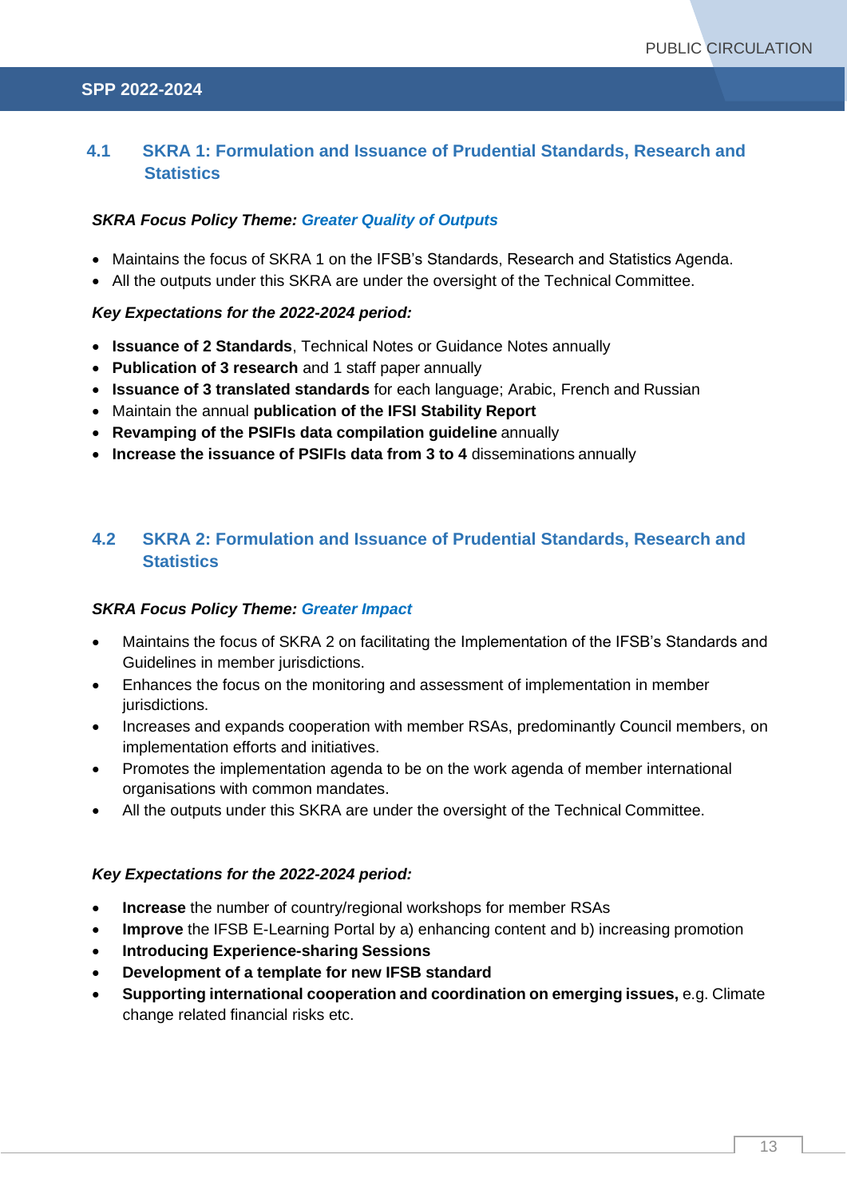## 4.1 SKRA 1: Formulation and Issuance of Prudential Standards, Research and Statistics

***SKRA Focus Policy Theme:*** ***Greater Quality of Outputs***

- Maintains the focus of SKRA 1 on the IFSB's Standards, Research and Statistics Agenda.
- All the outputs under this SKRA are under the oversight of the Technical Committee.

***Key Expectations for the 2022-2024 period:***

- **Issuance of 2 Standards**, Technical Notes or Guidance Notes annually
- **Publication of 3 research** and 1 staff paper annually
- **Issuance of 3 translated standards** for each language; Arabic, French and Russian
- Maintain the annual **publication of the IFSI Stability Report**
- **Revamping of the PSIFIs data compilation guideline** annually
- **Increase the issuance of PSIFIs data from 3 to 4** disseminations annually

## 4.2 SKRA 2: Formulation and Issuance of Prudential Standards, Research and Statistics

***SKRA Focus Policy Theme:*** ***Greater Impact***

- Maintains the focus of SKRA 2 on facilitating the Implementation of the IFSB's Standards and Guidelines in member jurisdictions.
- Enhances the focus on the monitoring and assessment of implementation in member jurisdictions.
- Increases and expands cooperation with member RSAs, predominantly Council members, on implementation efforts and initiatives.
- Promotes the implementation agenda to be on the work agenda of member international organisations with common mandates.
- All the outputs under this SKRA are under the oversight of the Technical Committee.

***Key Expectations for the 2022-2024 period:***

- **Increase** the number of country/regional workshops for member RSAs
- **Improve** the IFSB E-Learning Portal by a) enhancing content and b) increasing promotion
- **Introducing Experience-sharing Sessions**
- **Development of a template for new IFSB standard**
- **Supporting international cooperation and coordination on emerging issues,** e.g. Climate change related financial risks etc.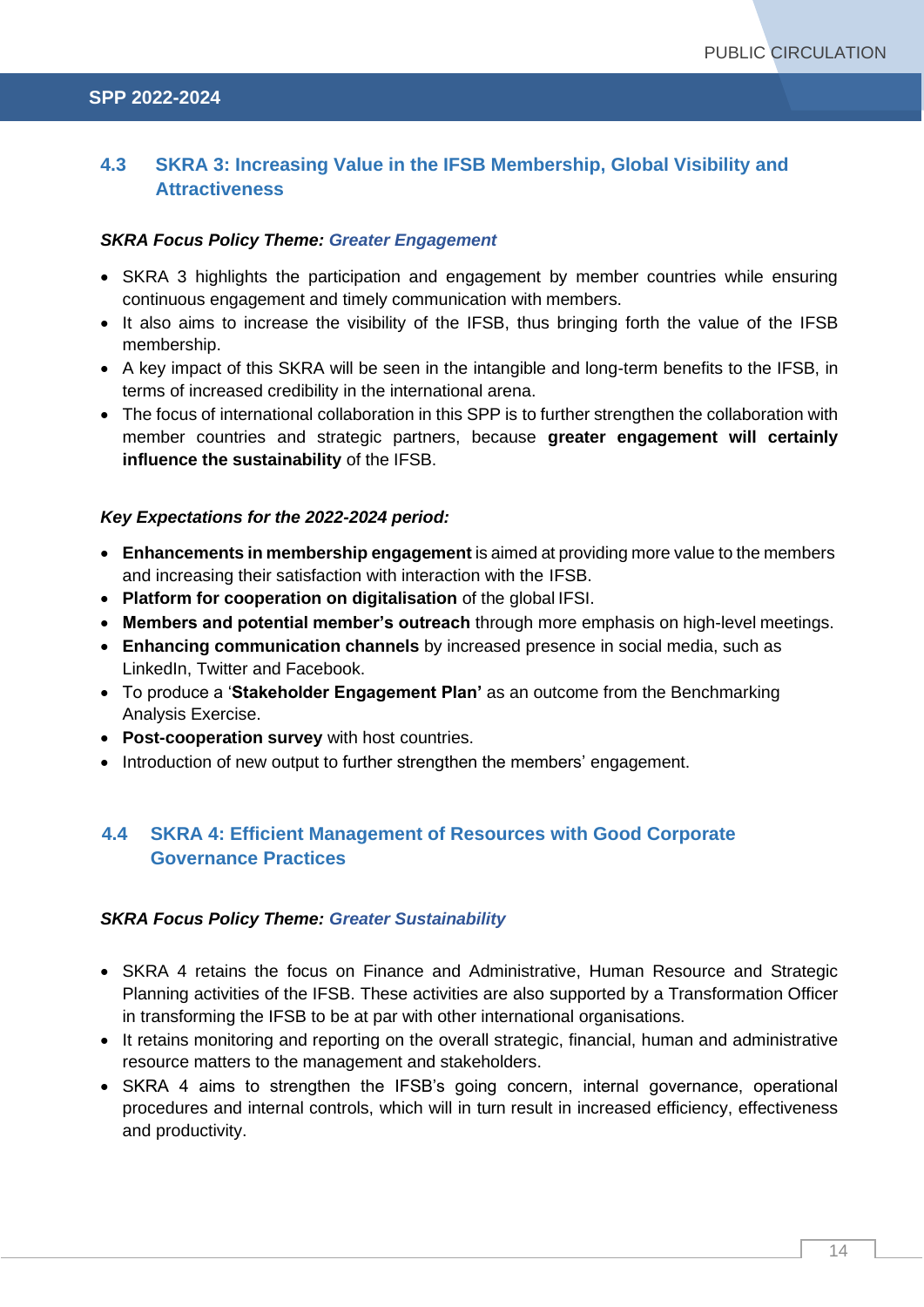## 4.3 SKRA 3: Increasing Value in the IFSB Membership, Global Visibility and Attractiveness

***SKRA Focus Policy Theme:* *Greater Engagement***

- SKRA 3 highlights the participation and engagement by member countries while ensuring continuous engagement and timely communication with members.
- It also aims to increase the visibility of the IFSB, thus bringing forth the value of the IFSB membership.
- A key impact of this SKRA will be seen in the intangible and long-term benefits to the IFSB, in terms of increased credibility in the international arena.
- The focus of international collaboration in this SPP is to further strengthen the collaboration with member countries and strategic partners, because **greater engagement will certainly influence the sustainability** of the IFSB.

***Key Expectations for the 2022-2024 period:***

- **Enhancements in membership engagement** is aimed at providing more value to the members and increasing their satisfaction with interaction with the IFSB.
- **Platform for cooperation on digitalisation** of the global IFSI.
- **Members and potential member's outreach** through more emphasis on high-level meetings.
- **Enhancing communication channels** by increased presence in social media, such as LinkedIn, Twitter and Facebook.
- To produce a '**Stakeholder Engagement Plan'** as an outcome from the Benchmarking Analysis Exercise.
- **Post-cooperation survey** with host countries.
- Introduction of new output to further strengthen the members' engagement.

## 4.4 SKRA 4: Efficient Management of Resources with Good Corporate Governance Practices

***SKRA Focus Policy Theme:* *Greater Sustainability***

- SKRA 4 retains the focus on Finance and Administrative, Human Resource and Strategic Planning activities of the IFSB. These activities are also supported by a Transformation Officer in transforming the IFSB to be at par with other international organisations.
- It retains monitoring and reporting on the overall strategic, financial, human and administrative resource matters to the management and stakeholders.
- SKRA 4 aims to strengthen the IFSB's going concern, internal governance, operational procedures and internal controls, which will in turn result in increased efficiency, effectiveness and productivity.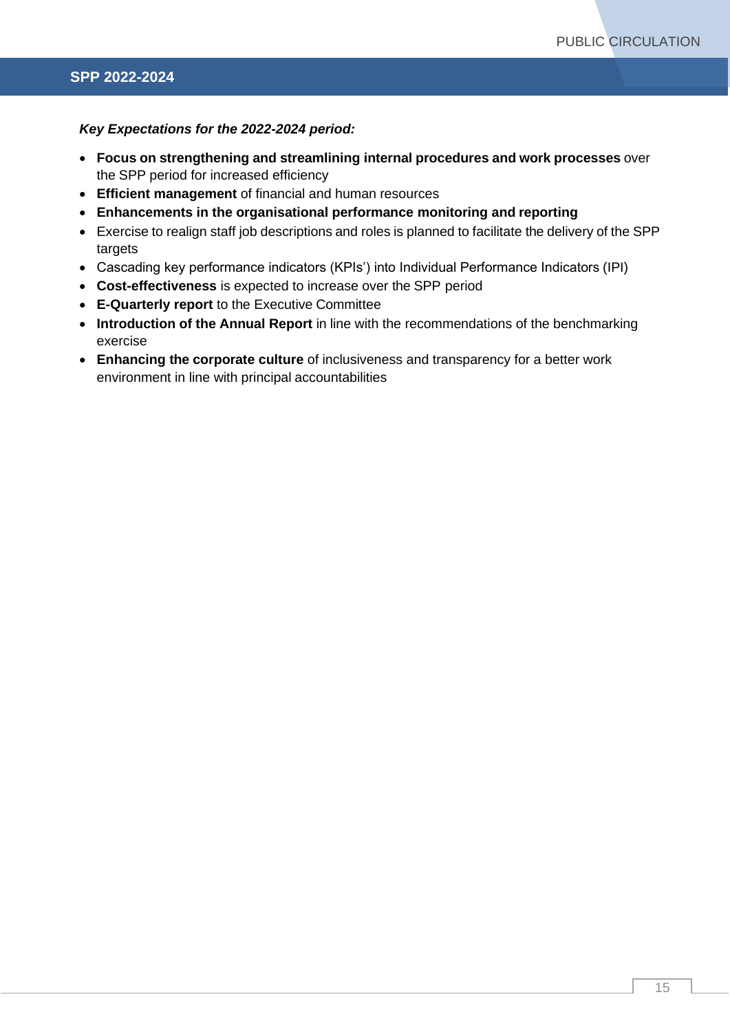***Key Expectations for the 2022-2024 period:***

- **Focus on strengthening and streamlining internal procedures and work processes** over the SPP period for increased efficiency
- **Efficient management** of financial and human resources
- **Enhancements in the organisational performance monitoring and reporting**
- Exercise to realign staff job descriptions and roles is planned to facilitate the delivery of the SPP targets
- Cascading key performance indicators (KPIs') into Individual Performance Indicators (IPI)
- **Cost-effectiveness** is expected to increase over the SPP period
- **E-Quarterly report** to the Executive Committee
- **Introduction of the Annual Report** in line with the recommendations of the benchmarking exercise
- **Enhancing the corporate culture** of inclusiveness and transparency for a better work environment in line with principal accountabilities